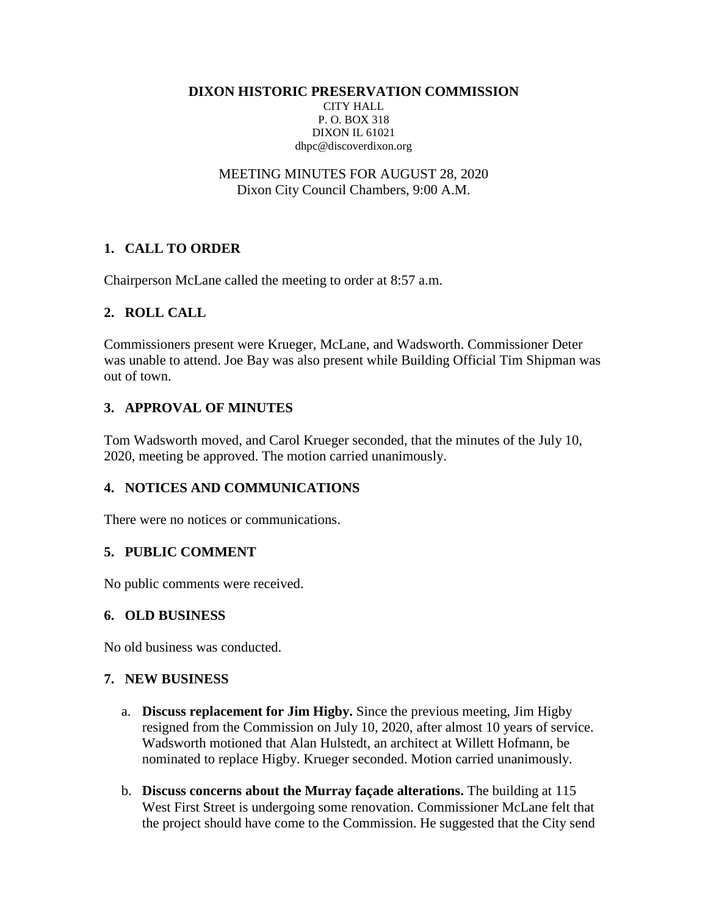**DIXON HISTORIC PRESERVATION COMMISSION**

CITY HALL
P. O. BOX 318
DIXON IL 61021
dhpc@discoverdixon.org

MEETING MINUTES FOR AUGUST 28, 2020
Dixon City Council Chambers, 9:00 A.M.

## 1. CALL TO ORDER

Chairperson McLane called the meeting to order at 8:57 a.m.

## 2. ROLL CALL

Commissioners present were Krueger, McLane, and Wadsworth. Commissioner Deter was unable to attend. Joe Bay was also present while Building Official Tim Shipman was out of town.

## 3. APPROVAL OF MINUTES

Tom Wadsworth moved, and Carol Krueger seconded, that the minutes of the July 10, 2020, meeting be approved. The motion carried unanimously.

## 4. NOTICES AND COMMUNICATIONS

There were no notices or communications.

## 5. PUBLIC COMMENT

No public comments were received.

## 6. OLD BUSINESS

No old business was conducted.

## 7. NEW BUSINESS

a. **Discuss replacement for Jim Higby.** Since the previous meeting, Jim Higby resigned from the Commission on July 10, 2020, after almost 10 years of service. Wadsworth motioned that Alan Hulstedt, an architect at Willett Hofmann, be nominated to replace Higby. Krueger seconded. Motion carried unanimously.

b. **Discuss concerns about the Murray façade alterations.** The building at 115 West First Street is undergoing some renovation. Commissioner McLane felt that the project should have come to the Commission. He suggested that the City send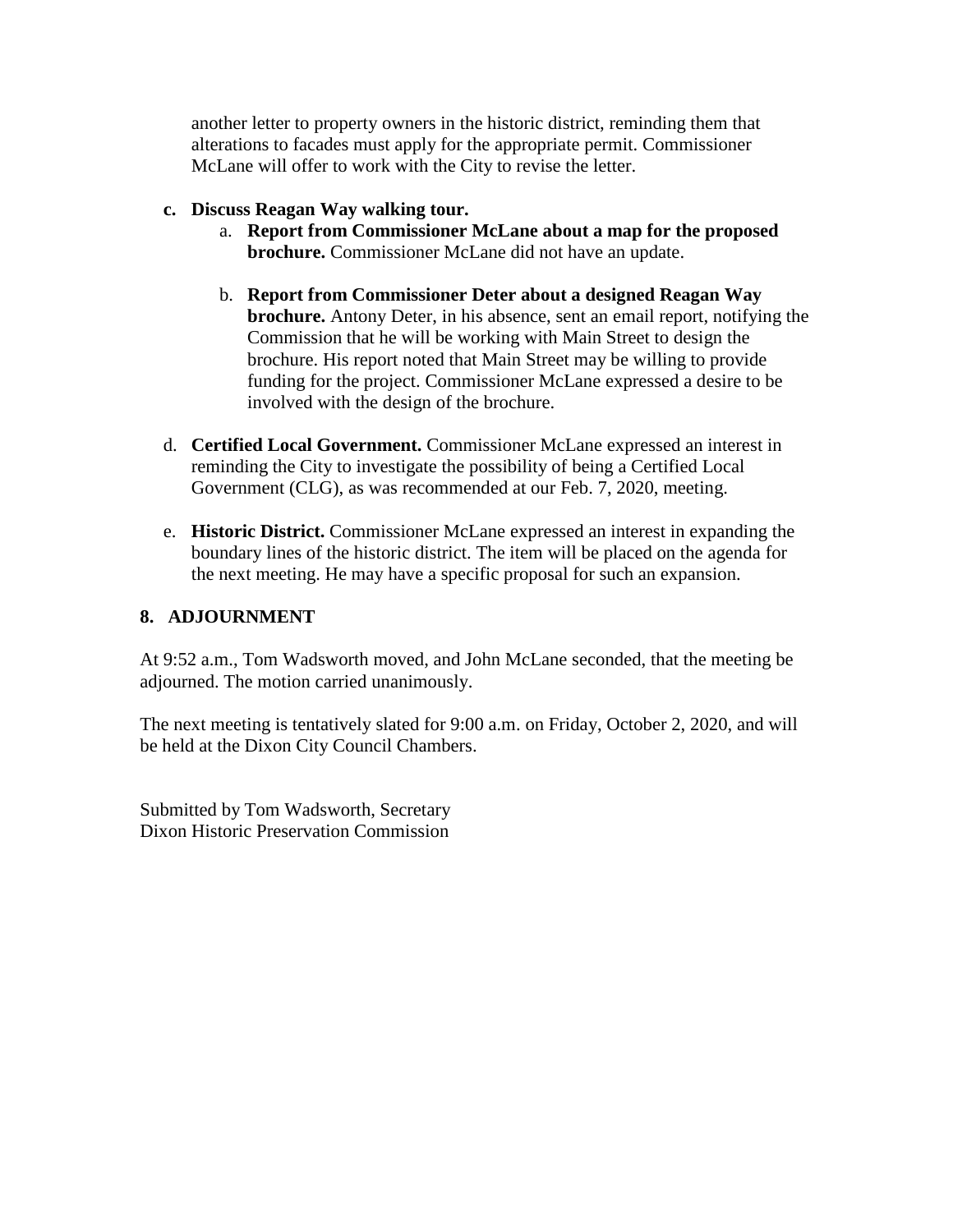another letter to property owners in the historic district, reminding them that alterations to facades must apply for the appropriate permit. Commissioner McLane will offer to work with the City to revise the letter.

c. **Discuss Reagan Way walking tour.**

    a. **Report from Commissioner McLane about a map for the proposed brochure.** Commissioner McLane did not have an update.

    b. **Report from Commissioner Deter about a designed Reagan Way brochure.** Antony Deter, in his absence, sent an email report, notifying the Commission that he will be working with Main Street to design the brochure. His report noted that Main Street may be willing to provide funding for the project. Commissioner McLane expressed a desire to be involved with the design of the brochure.

d. **Certified Local Government.** Commissioner McLane expressed an interest in reminding the City to investigate the possibility of being a Certified Local Government (CLG), as was recommended at our Feb. 7, 2020, meeting.

e. **Historic District.** Commissioner McLane expressed an interest in expanding the boundary lines of the historic district. The item will be placed on the agenda for the next meeting. He may have a specific proposal for such an expansion.

## 8. ADJOURNMENT

At 9:52 a.m., Tom Wadsworth moved, and John McLane seconded, that the meeting be adjourned. The motion carried unanimously.

The next meeting is tentatively slated for 9:00 a.m. on Friday, October 2, 2020, and will be held at the Dixon City Council Chambers.

Submitted by Tom Wadsworth, Secretary
Dixon Historic Preservation Commission